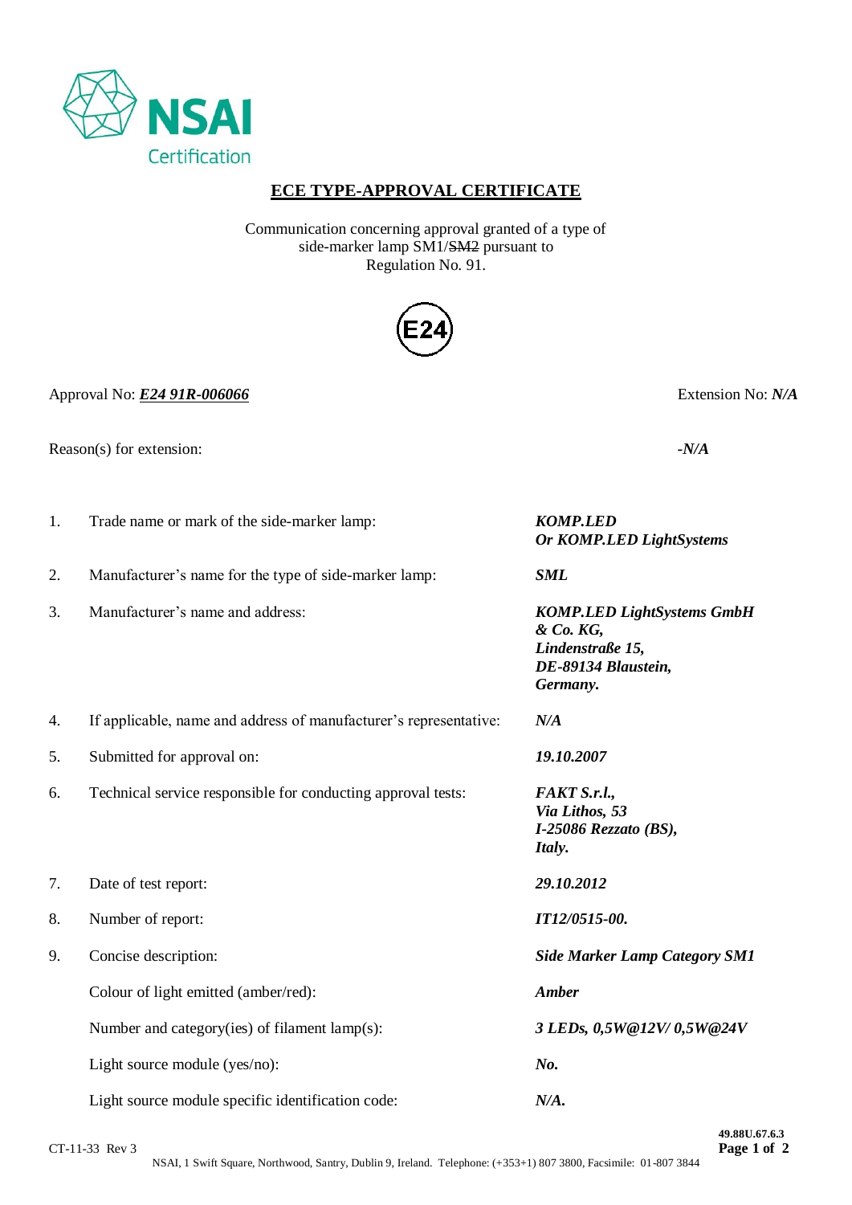NSAI Certification

# ECE TYPE-APPROVAL CERTIFICATE

Communication concerning approval granted of a type of side-marker lamp SM1/~~SM2~~ pursuant to Regulation No. 91.

E24

Approval No: ***E24 91R-006066*** Extension No: ***N/A***

Reason(s) for extension: ***-N/A***

| | | |
|---|---|---|
| 1. | Trade name or mark of the side-marker lamp: | ***KOMP.LED Or KOMP.LED LightSystems*** |
| 2. | Manufacturer's name for the type of side-marker lamp: | ***SML*** |
| 3. | Manufacturer's name and address: | ***KOMP.LED LightSystems GmbH & Co. KG, Lindenstraße 15, DE-89134 Blaustein, Germany.*** |
| 4. | If applicable, name and address of manufacturer's representative: | ***N/A*** |
| 5. | Submitted for approval on: | ***19.10.2007*** |
| 6. | Technical service responsible for conducting approval tests: | ***FAKT S.r.l., Via Lithos, 53 I-25086 Rezzato (BS), Italy.*** |
| 7. | Date of test report: | ***29.10.2012*** |
| 8. | Number of report: | ***IT12/0515-00.*** |
| 9. | Concise description: | ***Side Marker Lamp Category SM1*** |
| | Colour of light emitted (amber/red): | ***Amber*** |
| | Number and category(ies) of filament lamp(s): | ***3 LEDs, 0,5W@12V/ 0,5W@24V*** |
| | Light source module (yes/no): | ***No.*** |
| | Light source module specific identification code: | ***N/A.*** |

CT-11-33 Rev 3

49.88U.67.6.3

NSAI, 1 Swift Square, Northwood, Santry, Dublin 9, Ireland. Telephone: (+353+1) 807 3800, Facsimile: 01-807 3844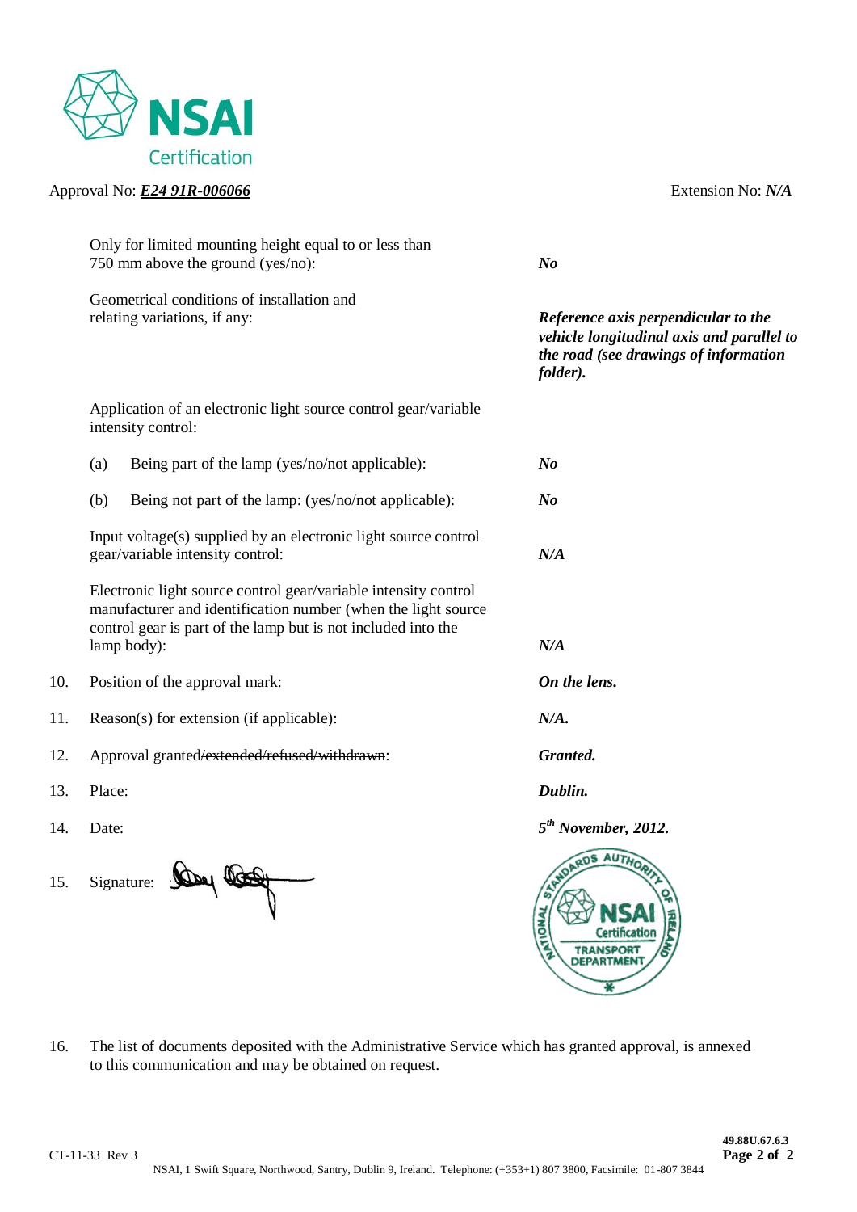Approval No: ***E24 91R-006066*** Extension No: ***N/A***

| | | |
|---|---|---|
| | Only for limited mounting height equal to or less than 750 mm above the ground (yes/no): | ***No*** |
| | Geometrical conditions of installation and relating variations, if any: | ***Reference axis perpendicular to the vehicle longitudinal axis and parallel to the road (see drawings of information folder).*** |
| | Application of an electronic light source control gear/variable intensity control: | |
| | (a) Being part of the lamp (yes/no/not applicable): | ***No*** |
| | (b) Being not part of the lamp: (yes/no/not applicable): | ***No*** |
| | Input voltage(s) supplied by an electronic light source control gear/variable intensity control: | ***N/A*** |
| | Electronic light source control gear/variable intensity control manufacturer and identification number (when the light source control gear is part of the lamp but is not included into the lamp body): | ***N/A*** |
| 10. | Position of the approval mark: | ***On the lens.*** |
| 11. | Reason(s) for extension (if applicable): | ***N/A.*** |
| 12. | Approval granted~~/extended/refused/withdrawn~~: | ***Granted.*** |
| 13. | Place: | ***Dublin.*** |
| 14. | Date: | ***5th November, 2012.*** |
| 15. | Signature: | |

NATIONAL STANDARDS AUTHORITY OF IRELAND — NSAI Certification — TRANSPORT DEPARTMENT

16. The list of documents deposited with the Administrative Service which has granted approval, is annexed to this communication and may be obtained on request.

CT-11-33 Rev 3

**49.88U.67.6.3**

NSAI, 1 Swift Square, Northwood, Santry, Dublin 9, Ireland. Telephone: (+353+1) 807 3800, Facsimile: 01-807 3844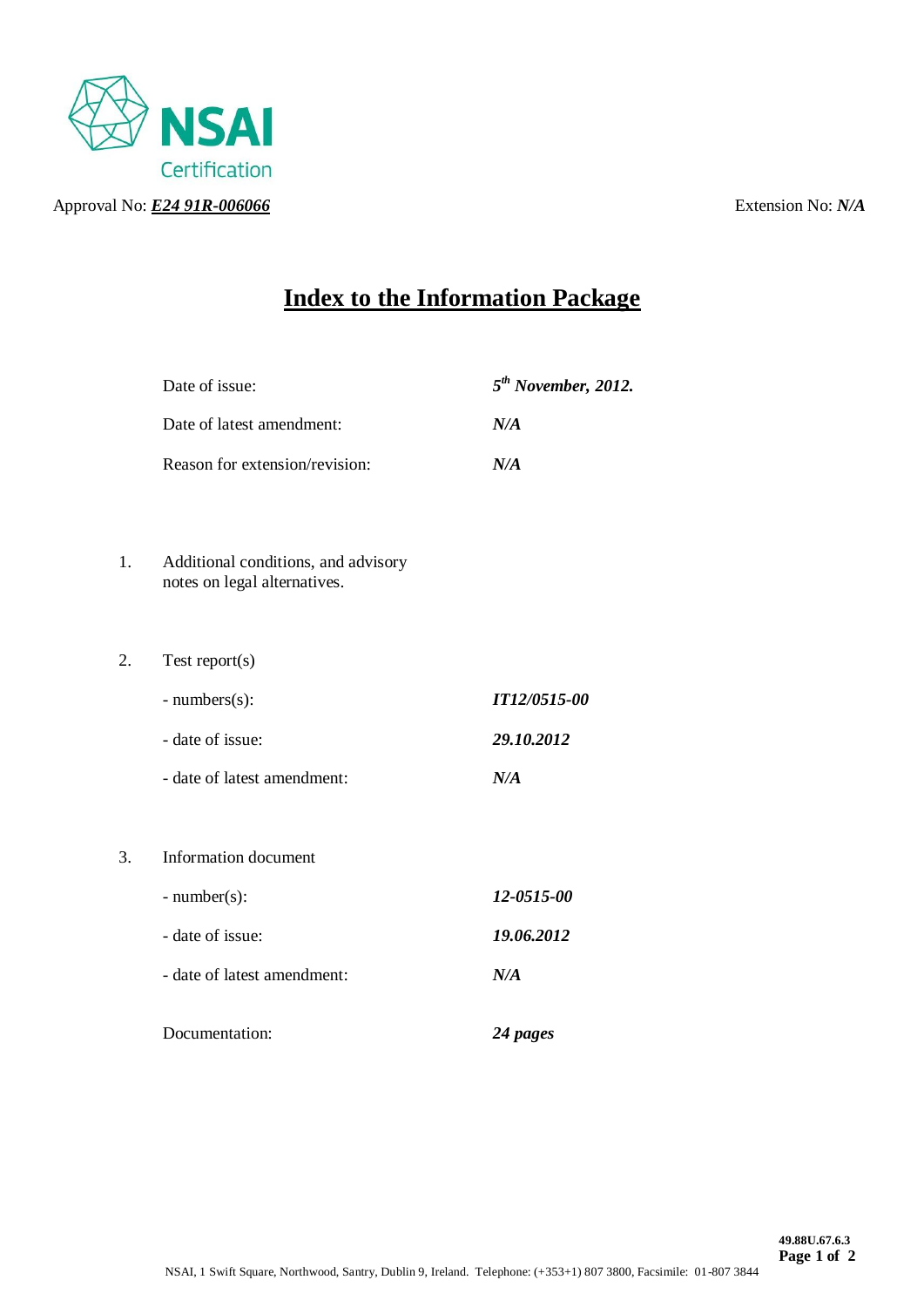NSAI Certification

Approval No: ***E24 91R-006066*** Extension No: ***N/A***

# Index to the Information Package

| | |
|---|---|
| Date of issue: | ***5th November, 2012.*** |
| Date of latest amendment: | ***N/A*** |
| Reason for extension/revision: | ***N/A*** |

1. Additional conditions, and advisory notes on legal alternatives.

2. Test report(s)

| | |
|---|---|
| - numbers(s): | ***IT12/0515-00*** |
| - date of issue: | ***29.10.2012*** |
| - date of latest amendment: | ***N/A*** |

3. Information document

| | |
|---|---|
| - number(s): | ***12-0515-00*** |
| - date of issue: | ***19.06.2012*** |
| - date of latest amendment: | ***N/A*** |
| Documentation: | ***24 pages*** |

**49.88U.67.6.3**

NSAI, 1 Swift Square, Northwood, Santry, Dublin 9, Ireland. Telephone: (+353+1) 807 3800, Facsimile: 01-807 3844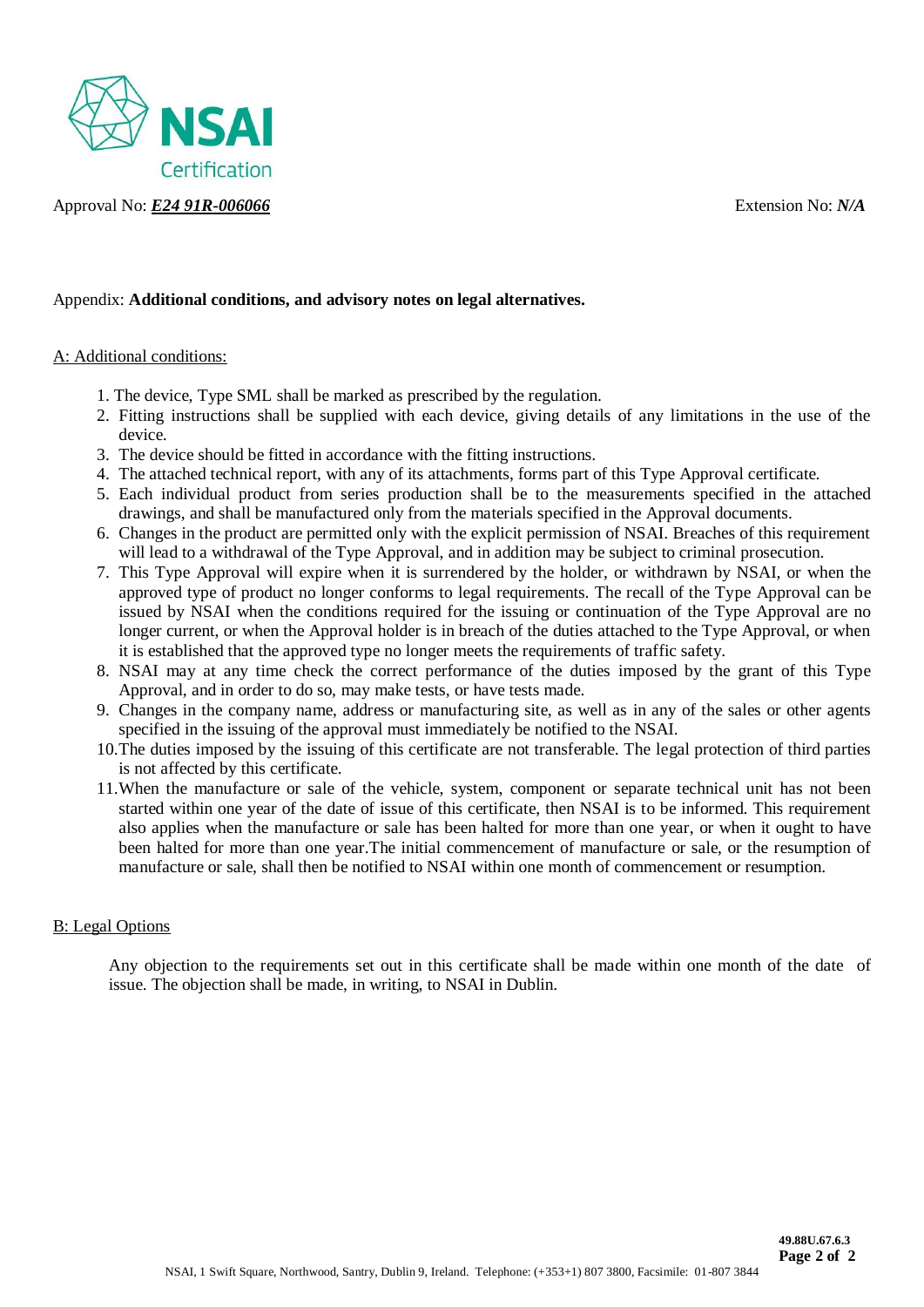NSAI Certification

Approval No: ***E24 91R-006066*** Extension No: ***N/A***

Appendix: **Additional conditions, and advisory notes on legal alternatives.**

A: Additional conditions:

1. The device, Type SML shall be marked as prescribed by the regulation.
2. Fitting instructions shall be supplied with each device, giving details of any limitations in the use of the device.
3. The device should be fitted in accordance with the fitting instructions.
4. The attached technical report, with any of its attachments, forms part of this Type Approval certificate.
5. Each individual product from series production shall be to the measurements specified in the attached drawings, and shall be manufactured only from the materials specified in the Approval documents.
6. Changes in the product are permitted only with the explicit permission of NSAI. Breaches of this requirement will lead to a withdrawal of the Type Approval, and in addition may be subject to criminal prosecution.
7. This Type Approval will expire when it is surrendered by the holder, or withdrawn by NSAI, or when the approved type of product no longer conforms to legal requirements. The recall of the Type Approval can be issued by NSAI when the conditions required for the issuing or continuation of the Type Approval are no longer current, or when the Approval holder is in breach of the duties attached to the Type Approval, or when it is established that the approved type no longer meets the requirements of traffic safety.
8. NSAI may at any time check the correct performance of the duties imposed by the grant of this Type Approval, and in order to do so, may make tests, or have tests made.
9. Changes in the company name, address or manufacturing site, as well as in any of the sales or other agents specified in the issuing of the approval must immediately be notified to the NSAI.
10. The duties imposed by the issuing of this certificate are not transferable. The legal protection of third parties is not affected by this certificate.
11. When the manufacture or sale of the vehicle, system, component or separate technical unit has not been started within one year of the date of issue of this certificate, then NSAI is to be informed. This requirement also applies when the manufacture or sale has been halted for more than one year, or when it ought to have been halted for more than one year.The initial commencement of manufacture or sale, or the resumption of manufacture or sale, shall then be notified to NSAI within one month of commencement or resumption.

B: Legal Options

Any objection to the requirements set out in this certificate shall be made within one month of the date of issue. The objection shall be made, in writing, to NSAI in Dublin.

49.88U.67.6.3

NSAI, 1 Swift Square, Northwood, Santry, Dublin 9, Ireland. Telephone: (+353+1) 807 3800, Facsimile: 01-807 3844